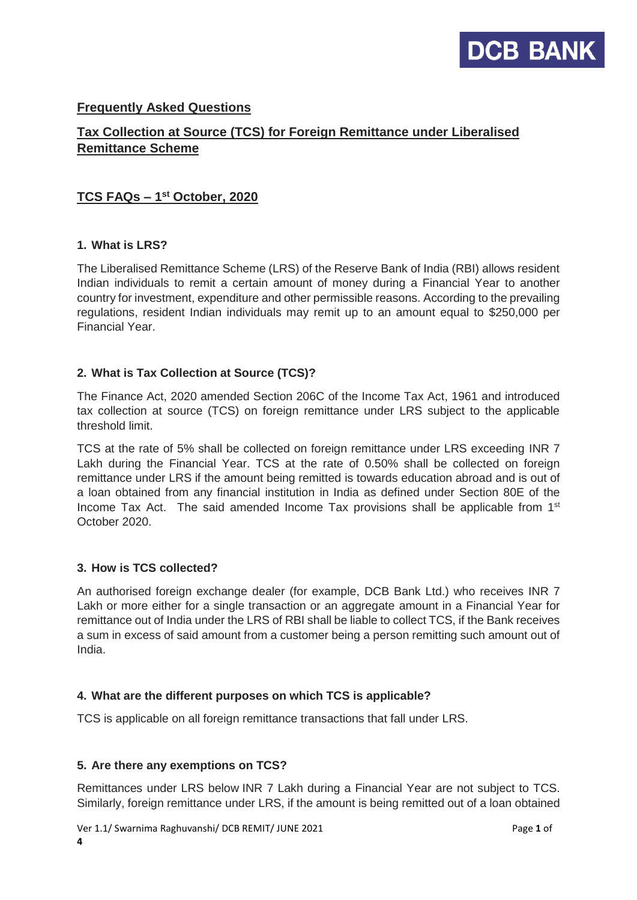## Frequently Asked Questions

## Tax Collection at Source (TCS) for Foreign Remittance under Liberalised Remittance Scheme

## TCS FAQs – 1st October, 2020

### 1. What is LRS?

The Liberalised Remittance Scheme (LRS) of the Reserve Bank of India (RBI) allows resident Indian individuals to remit a certain amount of money during a Financial Year to another country for investment, expenditure and other permissible reasons. According to the prevailing regulations, resident Indian individuals may remit up to an amount equal to $250,000 per Financial Year.

### 2. What is Tax Collection at Source (TCS)?

The Finance Act, 2020 amended Section 206C of the Income Tax Act, 1961 and introduced tax collection at source (TCS) on foreign remittance under LRS subject to the applicable threshold limit.

TCS at the rate of 5% shall be collected on foreign remittance under LRS exceeding INR 7 Lakh during the Financial Year. TCS at the rate of 0.50% shall be collected on foreign remittance under LRS if the amount being remitted is towards education abroad and is out of a loan obtained from any financial institution in India as defined under Section 80E of the Income Tax Act. The said amended Income Tax provisions shall be applicable from 1st October 2020.

### 3. How is TCS collected?

An authorised foreign exchange dealer (for example, DCB Bank Ltd.) who receives INR 7 Lakh or more either for a single transaction or an aggregate amount in a Financial Year for remittance out of India under the LRS of RBI shall be liable to collect TCS, if the Bank receives a sum in excess of said amount from a customer being a person remitting such amount out of India.

### 4. What are the different purposes on which TCS is applicable?

TCS is applicable on all foreign remittance transactions that fall under LRS.

### 5. Are there any exemptions on TCS?

Remittances under LRS below INR 7 Lakh during a Financial Year are not subject to TCS. Similarly, foreign remittance under LRS, if the amount is being remitted out of a loan obtained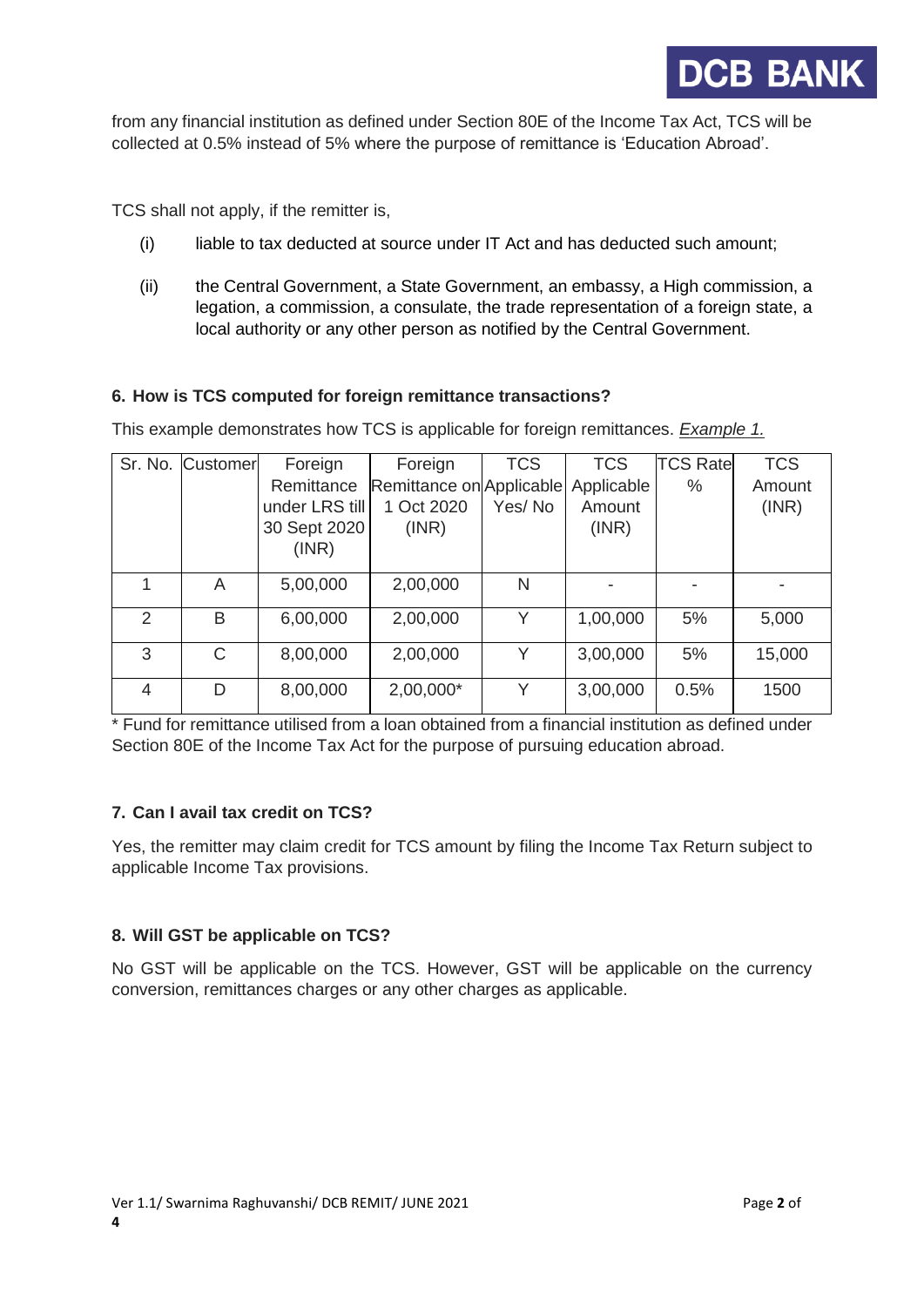from any financial institution as defined under Section 80E of the Income Tax Act, TCS will be collected at 0.5% instead of 5% where the purpose of remittance is 'Education Abroad'.

TCS shall not apply, if the remitter is,

(i) liable to tax deducted at source under IT Act and has deducted such amount;

(ii) the Central Government, a State Government, an embassy, a High commission, a legation, a commission, a consulate, the trade representation of a foreign state, a local authority or any other person as notified by the Central Government.

### 6. How is TCS computed for foreign remittance transactions?

This example demonstrates how TCS is applicable for foreign remittances. *Example 1.*

| Sr. No. | Customer | Foreign Remittance under LRS till 30 Sept 2020 (INR) | Foreign Remittance on 1 Oct 2020 (INR) | TCS Applicable Yes/ No | TCS Applicable Amount (INR) | TCS Rate % | TCS Amount (INR) |
|---|---|---|---|---|---|---|---|
| 1 | A | 5,00,000 | 2,00,000 | N | - | - | - |
| 2 | B | 6,00,000 | 2,00,000 | Y | 1,00,000 | 5% | 5,000 |
| 3 | C | 8,00,000 | 2,00,000 | Y | 3,00,000 | 5% | 15,000 |
| 4 | D | 8,00,000 | 2,00,000* | Y | 3,00,000 | 0.5% | 1500 |

* Fund for remittance utilised from a loan obtained from a financial institution as defined under Section 80E of the Income Tax Act for the purpose of pursuing education abroad.

### 7. Can I avail tax credit on TCS?

Yes, the remitter may claim credit for TCS amount by filing the Income Tax Return subject to applicable Income Tax provisions.

### 8. Will GST be applicable on TCS?

No GST will be applicable on the TCS. However, GST will be applicable on the currency conversion, remittances charges or any other charges as applicable.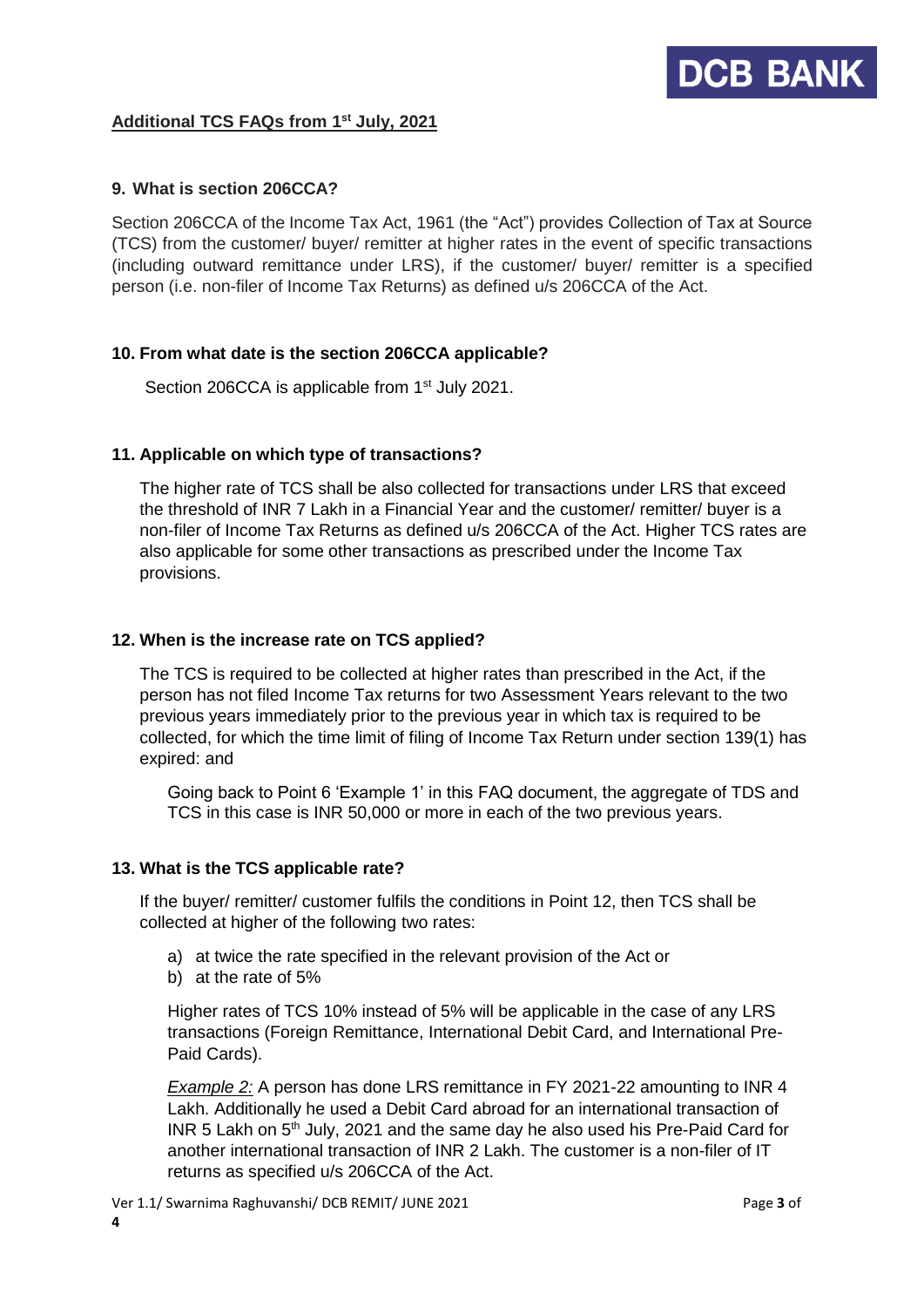## Additional TCS FAQs from 1st July, 2021

### 9. What is section 206CCA?

Section 206CCA of the Income Tax Act, 1961 (the "Act") provides Collection of Tax at Source (TCS) from the customer/ buyer/ remitter at higher rates in the event of specific transactions (including outward remittance under LRS), if the customer/ buyer/ remitter is a specified person (i.e. non-filer of Income Tax Returns) as defined u/s 206CCA of the Act.

### 10. From what date is the section 206CCA applicable?

Section 206CCA is applicable from 1st July 2021.

### 11. Applicable on which type of transactions?

The higher rate of TCS shall be also collected for transactions under LRS that exceed the threshold of INR 7 Lakh in a Financial Year and the customer/ remitter/ buyer is a non-filer of Income Tax Returns as defined u/s 206CCA of the Act. Higher TCS rates are also applicable for some other transactions as prescribed under the Income Tax provisions.

### 12. When is the increase rate on TCS applied?

The TCS is required to be collected at higher rates than prescribed in the Act, if the person has not filed Income Tax returns for two Assessment Years relevant to the two previous years immediately prior to the previous year in which tax is required to be collected, for which the time limit of filing of Income Tax Return under section 139(1) has expired: and

Going back to Point 6 'Example 1' in this FAQ document, the aggregate of TDS and TCS in this case is INR 50,000 or more in each of the two previous years.

### 13. What is the TCS applicable rate?

If the buyer/ remitter/ customer fulfils the conditions in Point 12, then TCS shall be collected at higher of the following two rates:

a) at twice the rate specified in the relevant provision of the Act or
b) at the rate of 5%

Higher rates of TCS 10% instead of 5% will be applicable in the case of any LRS transactions (Foreign Remittance, International Debit Card, and International Pre-Paid Cards).

*Example 2:* A person has done LRS remittance in FY 2021-22 amounting to INR 4 Lakh. Additionally he used a Debit Card abroad for an international transaction of INR 5 Lakh on 5th July, 2021 and the same day he also used his Pre-Paid Card for another international transaction of INR 2 Lakh. The customer is a non-filer of IT returns as specified u/s 206CCA of the Act.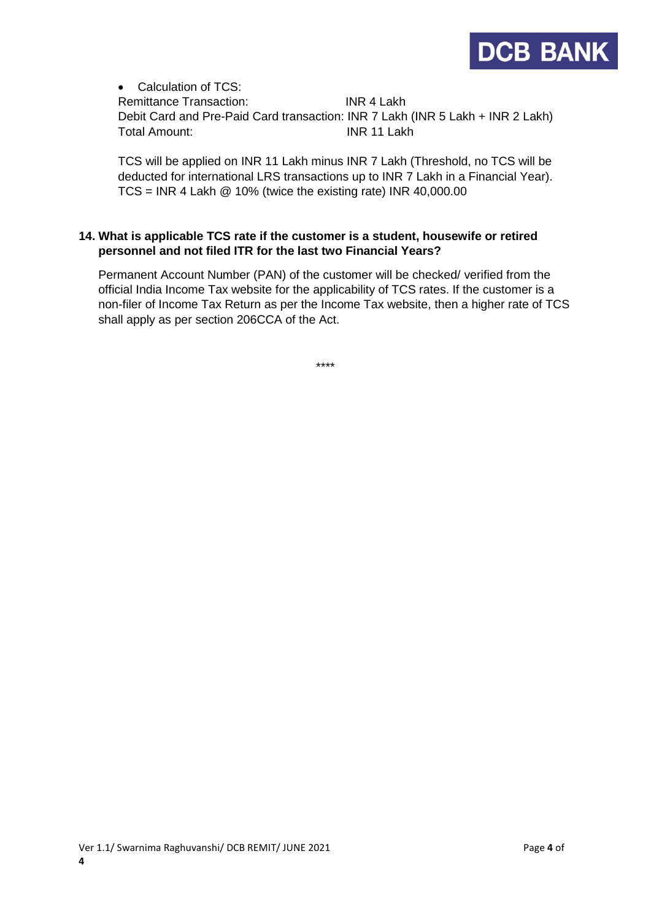- Calculation of TCS:

Remittance Transaction: INR 4 Lakh
Debit Card and Pre-Paid Card transaction: INR 7 Lakh (INR 5 Lakh + INR 2 Lakh)
Total Amount: INR 11 Lakh

TCS will be applied on INR 11 Lakh minus INR 7 Lakh (Threshold, no TCS will be deducted for international LRS transactions up to INR 7 Lakh in a Financial Year).
TCS = INR 4 Lakh @ 10% (twice the existing rate) INR 40,000.00

**14. What is applicable TCS rate if the customer is a student, housewife or retired personnel and not filed ITR for the last two Financial Years?**

Permanent Account Number (PAN) of the customer will be checked/ verified from the official India Income Tax website for the applicability of TCS rates. If the customer is a non-filer of Income Tax Return as per the Income Tax website, then a higher rate of TCS shall apply as per section 206CCA of the Act.

****